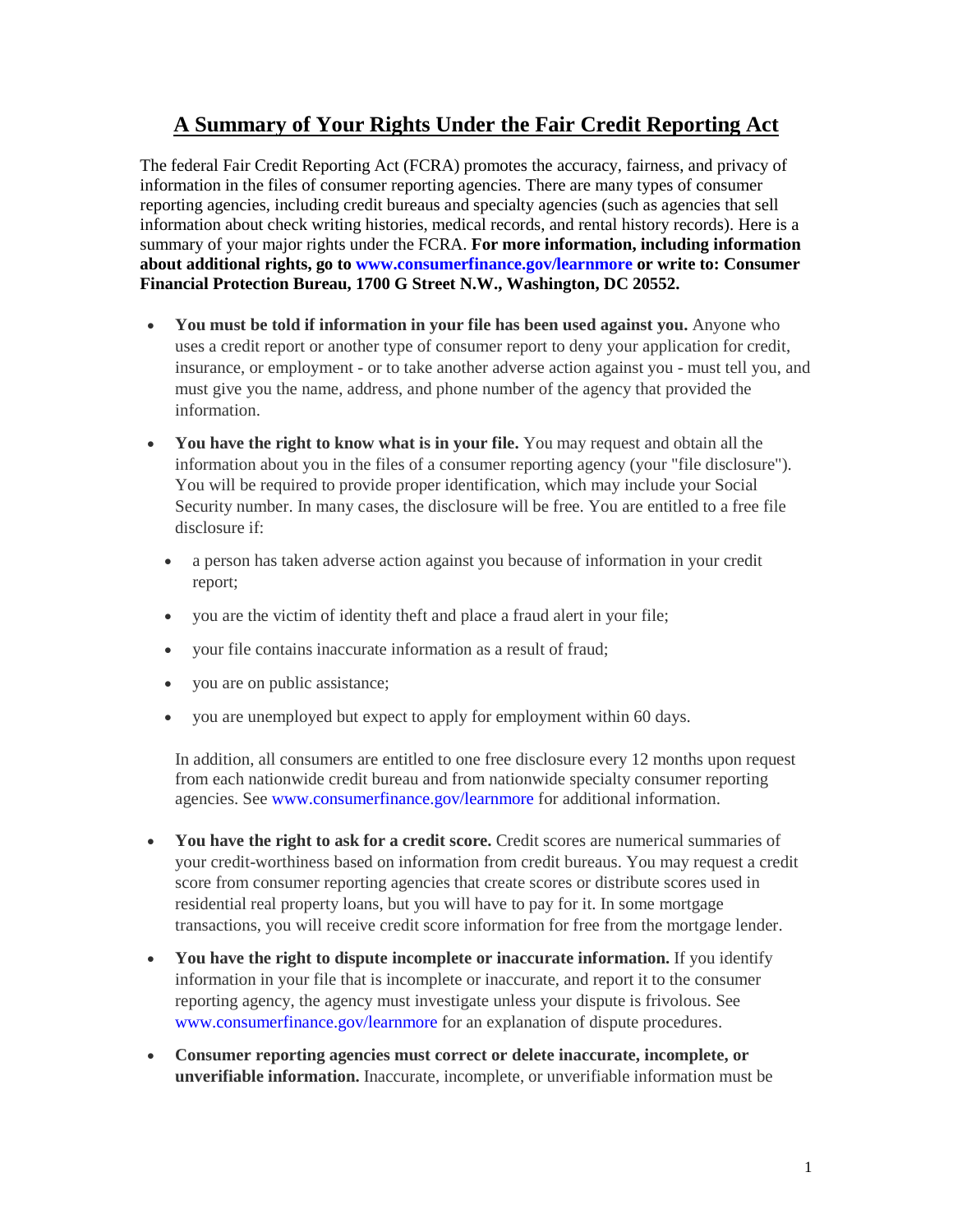# A Summary of Your Rights Under the Fair Credit Reporting Act

The federal Fair Credit Reporting Act (FCRA) promotes the accuracy, fairness, and privacy of information in the files of consumer reporting agencies. There are many types of consumer reporting agencies, including credit bureaus and specialty agencies (such as agencies that sell information about check writing histories, medical records, and rental history records). Here is a summary of your major rights under the FCRA. **For more information, including information about additional rights, go to www.consumerfinance.gov/learnmore or write to: Consumer Financial Protection Bureau, 1700 G Street N.W., Washington, DC 20552.**

- **You must be told if information in your file has been used against you.** Anyone who uses a credit report or another type of consumer report to deny your application for credit, insurance, or employment - or to take another adverse action against you - must tell you, and must give you the name, address, and phone number of the agency that provided the information.
- **You have the right to know what is in your file.** You may request and obtain all the information about you in the files of a consumer reporting agency (your "file disclosure"). You will be required to provide proper identification, which may include your Social Security number. In many cases, the disclosure will be free. You are entitled to a free file disclosure if:
  - a person has taken adverse action against you because of information in your credit report;
  - you are the victim of identity theft and place a fraud alert in your file;
  - your file contains inaccurate information as a result of fraud;
  - you are on public assistance;
  - you are unemployed but expect to apply for employment within 60 days.

  In addition, all consumers are entitled to one free disclosure every 12 months upon request from each nationwide credit bureau and from nationwide specialty consumer reporting agencies. See www.consumerfinance.gov/learnmore for additional information.
- **You have the right to ask for a credit score.** Credit scores are numerical summaries of your credit-worthiness based on information from credit bureaus. You may request a credit score from consumer reporting agencies that create scores or distribute scores used in residential real property loans, but you will have to pay for it. In some mortgage transactions, you will receive credit score information for free from the mortgage lender.
- **You have the right to dispute incomplete or inaccurate information.** If you identify information in your file that is incomplete or inaccurate, and report it to the consumer reporting agency, the agency must investigate unless your dispute is frivolous. See www.consumerfinance.gov/learnmore for an explanation of dispute procedures.
- **Consumer reporting agencies must correct or delete inaccurate, incomplete, or unverifiable information.** Inaccurate, incomplete, or unverifiable information must be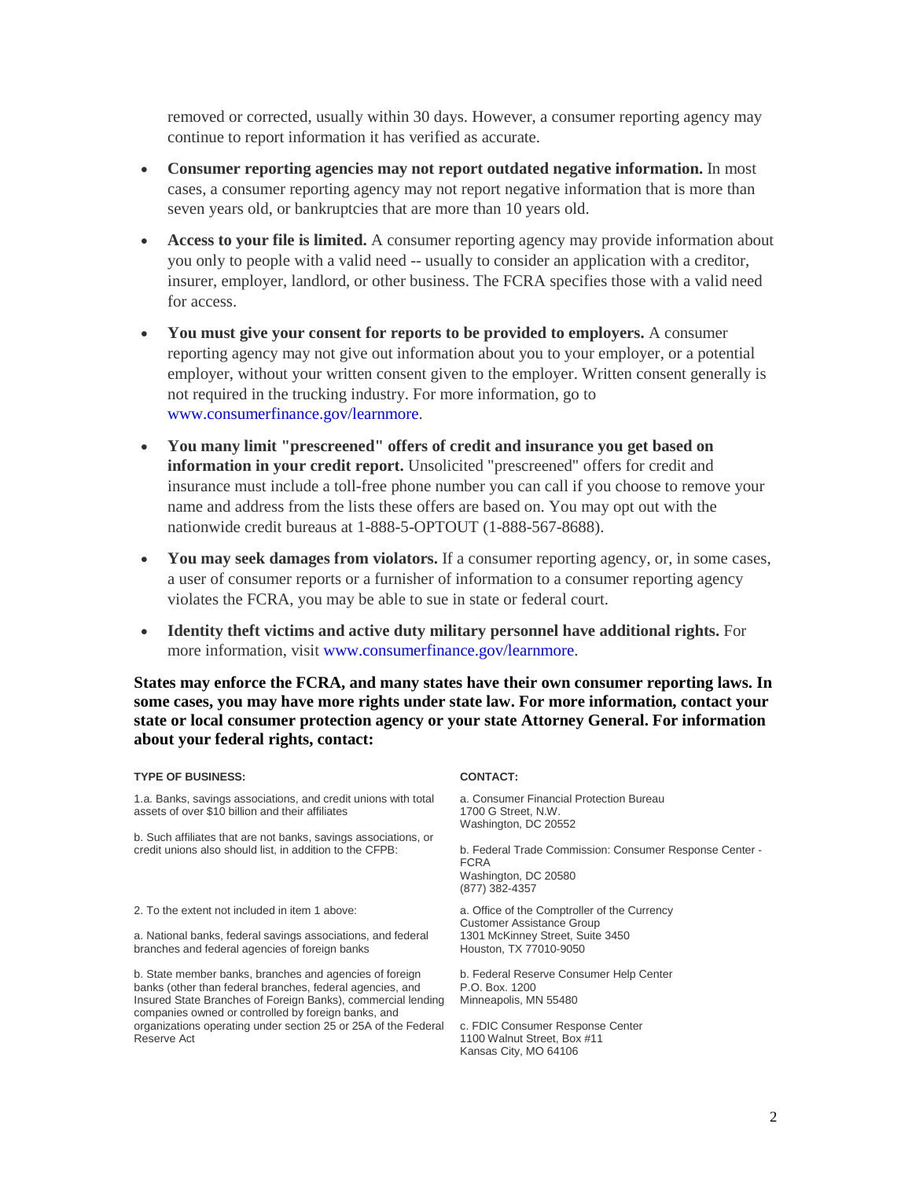removed or corrected, usually within 30 days. However, a consumer reporting agency may continue to report information it has verified as accurate.

- **Consumer reporting agencies may not report outdated negative information.** In most cases, a consumer reporting agency may not report negative information that is more than seven years old, or bankruptcies that are more than 10 years old.
- **Access to your file is limited.** A consumer reporting agency may provide information about you only to people with a valid need -- usually to consider an application with a creditor, insurer, employer, landlord, or other business. The FCRA specifies those with a valid need for access.
- **You must give your consent for reports to be provided to employers.** A consumer reporting agency may not give out information about you to your employer, or a potential employer, without your written consent given to the employer. Written consent generally is not required in the trucking industry. For more information, go to www.consumerfinance.gov/learnmore.
- **You many limit "prescreened" offers of credit and insurance you get based on information in your credit report.** Unsolicited "prescreened" offers for credit and insurance must include a toll-free phone number you can call if you choose to remove your name and address from the lists these offers are based on. You may opt out with the nationwide credit bureaus at 1-888-5-OPTOUT (1-888-567-8688).
- **You may seek damages from violators.** If a consumer reporting agency, or, in some cases, a user of consumer reports or a furnisher of information to a consumer reporting agency violates the FCRA, you may be able to sue in state or federal court.
- **Identity theft victims and active duty military personnel have additional rights.** For more information, visit www.consumerfinance.gov/learnmore.

**States may enforce the FCRA, and many states have their own consumer reporting laws. In some cases, you may have more rights under state law. For more information, contact your state or local consumer protection agency or your state Attorney General. For information about your federal rights, contact:**

| TYPE OF BUSINESS: | CONTACT: |
|---|---|
| 1.a. Banks, savings associations, and credit unions with total assets of over $10 billion and their affiliates | a. Consumer Financial Protection Bureau<br>1700 G Street, N.W.<br>Washington, DC 20552 |
| b. Such affiliates that are not banks, savings associations, or credit unions also should list, in addition to the CFPB: | b. Federal Trade Commission: Consumer Response Center - FCRA<br>Washington, DC 20580<br>(877) 382-4357 |
| 2. To the extent not included in item 1 above:<br><br>a. National banks, federal savings associations, and federal branches and federal agencies of foreign banks | a. Office of the Comptroller of the Currency<br>Customer Assistance Group<br>1301 McKinney Street, Suite 3450<br>Houston, TX 77010-9050 |
| b. State member banks, branches and agencies of foreign banks (other than federal branches, federal agencies, and Insured State Branches of Foreign Banks), commercial lending companies owned or controlled by foreign banks, and organizations operating under section 25 or 25A of the Federal Reserve Act | b. Federal Reserve Consumer Help Center<br>P.O. Box. 1200<br>Minneapolis, MN 55480<br><br>c. FDIC Consumer Response Center<br>1100 Walnut Street, Box #11<br>Kansas City, MO 64106 |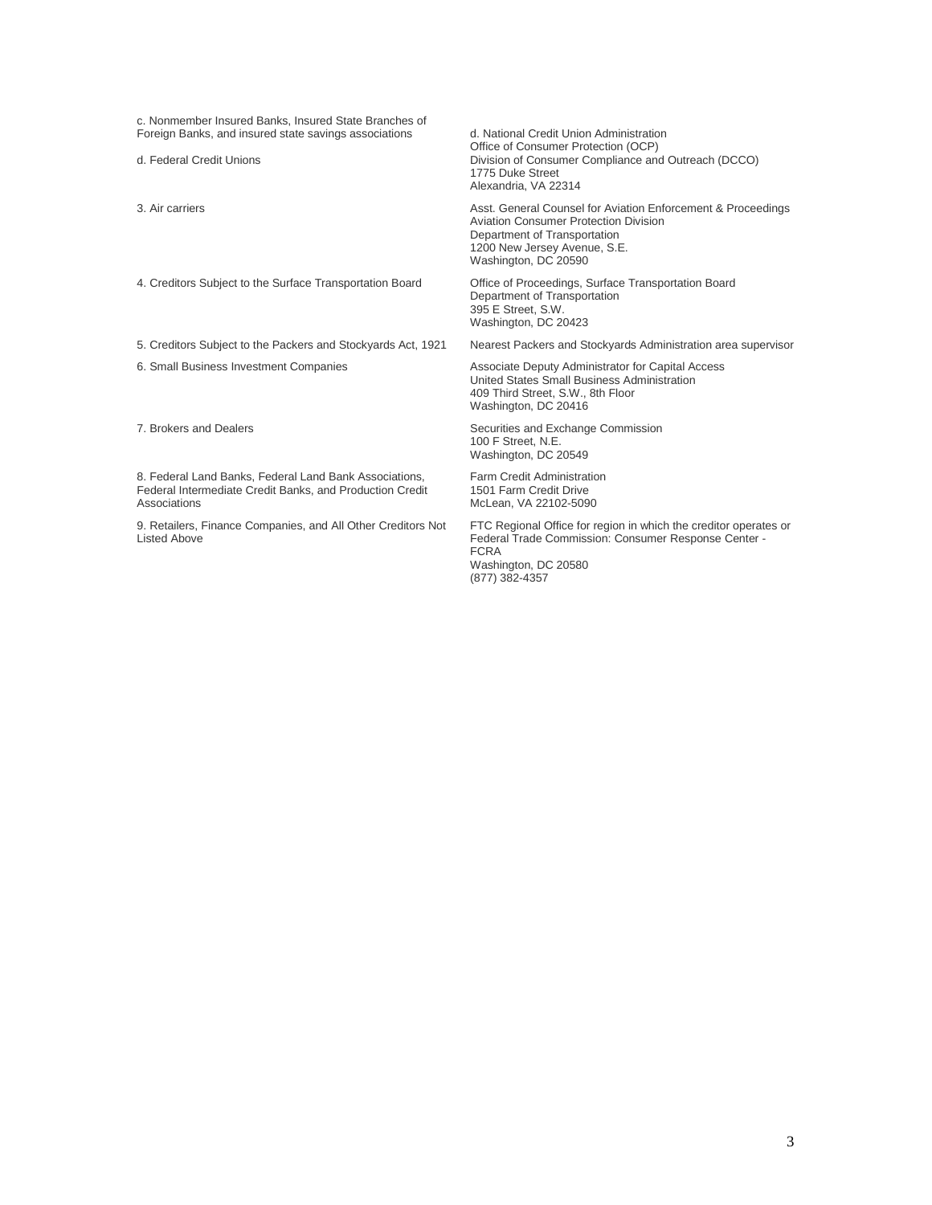| | |
|---|---|
| c. Nonmember Insured Banks, Insured State Branches of Foreign Banks, and insured state savings associations | |
| d. Federal Credit Unions | d. National Credit Union Administration<br>Office of Consumer Protection (OCP)<br>Division of Consumer Compliance and Outreach (DCCO)<br>1775 Duke Street<br>Alexandria, VA 22314 |
| 3. Air carriers | Asst. General Counsel for Aviation Enforcement & Proceedings<br>Aviation Consumer Protection Division<br>Department of Transportation<br>1200 New Jersey Avenue, S.E.<br>Washington, DC 20590 |
| 4. Creditors Subject to the Surface Transportation Board | Office of Proceedings, Surface Transportation Board<br>Department of Transportation<br>395 E Street, S.W.<br>Washington, DC 20423 |
| 5. Creditors Subject to the Packers and Stockyards Act, 1921 | Nearest Packers and Stockyards Administration area supervisor |
| 6. Small Business Investment Companies | Associate Deputy Administrator for Capital Access<br>United States Small Business Administration<br>409 Third Street, S.W., 8th Floor<br>Washington, DC 20416 |
| 7. Brokers and Dealers | Securities and Exchange Commission<br>100 F Street, N.E.<br>Washington, DC 20549 |
| 8. Federal Land Banks, Federal Land Bank Associations, Federal Intermediate Credit Banks, and Production Credit Associations | Farm Credit Administration<br>1501 Farm Credit Drive<br>McLean, VA 22102-5090 |
| 9. Retailers, Finance Companies, and All Other Creditors Not Listed Above | FTC Regional Office for region in which the creditor operates or Federal Trade Commission: Consumer Response Center - FCRA<br>Washington, DC 20580<br>(877) 382-4357 |